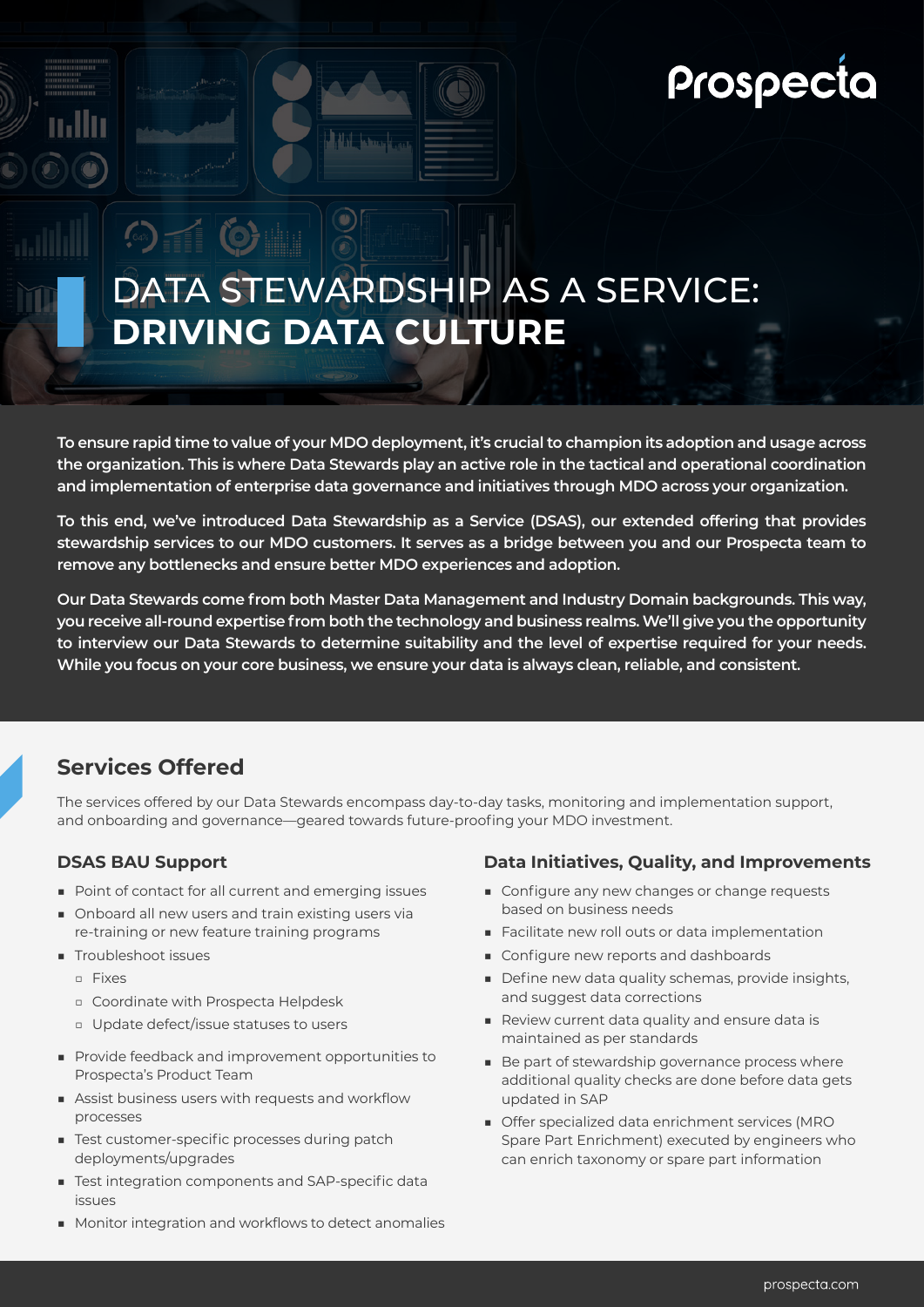# DATA STEWARDSHIP AS A SERVICE: **DRIVING DATA CULTURE**

**To ensure rapid time to value of your MDO deployment, it's crucial to champion its adoption and usage across the organization. This is where Data Stewards play an active role in the tactical and operational coordination and implementation of enterprise data governance and initiatives through MDO across your organization.**

**To this end, we've introduced Data Stewardship as a Service (DSAS), our extended offering that provides stewardship services to our MDO customers. It serves as a bridge between you and our Prospecta team to remove any bottlenecks and ensure better MDO experiences and adoption.**

**Our Data Stewards come from both Master Data Management and Industry Domain backgrounds. This way, you receive all-round expertise from both the technology and business realms. We'll give you the opportunity to interview our Data Stewards to determine suitability and the level of expertise required for your needs. While you focus on your core business, we ensure your data is always clean, reliable, and consistent.**

## Services Offered

The services offered by our Data Stewards encompass day-to-day tasks, monitoring and implementation support, and onboarding and governance—geared towards future-proofing your MDO investment.

### DSAS BAU Support

- Point of contact for all current and emerging issues
- Onboard all new users and train existing users via re-training or new feature training programs
- Troubleshoot issues
  - Fixes
  - Coordinate with Prospecta Helpdesk
  - Update defect/issue statuses to users
- Provide feedback and improvement opportunities to Prospecta's Product Team
- Assist business users with requests and workflow processes
- Test customer-specific processes during patch deployments/upgrades
- Test integration components and SAP-specific data issues
- Monitor integration and workflows to detect anomalies

### Data Initiatives, Quality, and Improvements

- Configure any new changes or change requests based on business needs
- Facilitate new roll outs or data implementation
- Configure new reports and dashboards
- Define new data quality schemas, provide insights, and suggest data corrections
- Review current data quality and ensure data is maintained as per standards
- Be part of stewardship governance process where additional quality checks are done before data gets updated in SAP
- Offer specialized data enrichment services (MRO Spare Part Enrichment) executed by engineers who can enrich taxonomy or spare part information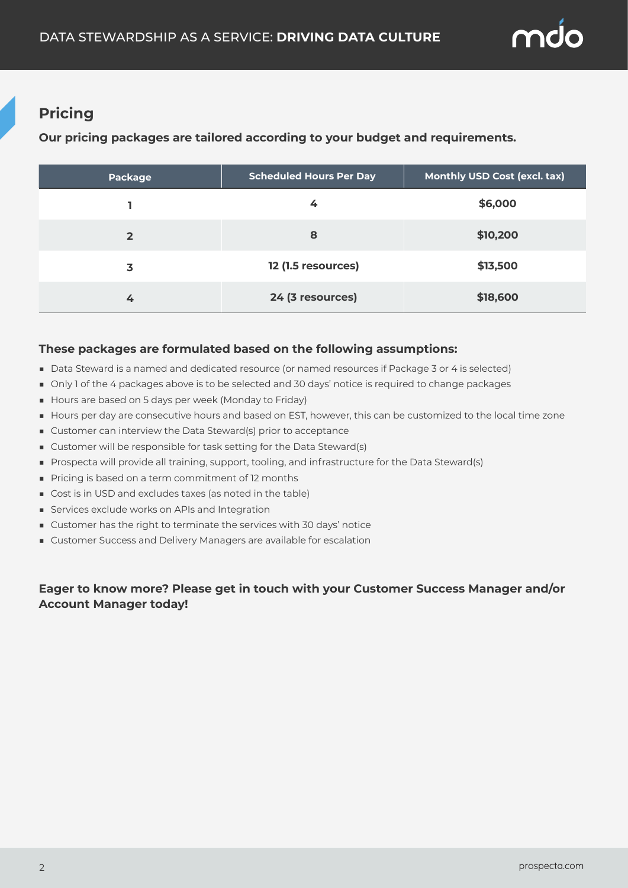## Pricing

**Our pricing packages are tailored according to your budget and requirements.**

| Package | Scheduled Hours Per Day | Monthly USD Cost (excl. tax) |
|---|---|---|
| **1** | **4** | **$6,000** |
| **2** | **8** | **$10,200** |
| **3** | **12 (1.5 resources)** | **$13,500** |
| **4** | **24 (3 resources)** | **$18,600** |

### These packages are formulated based on the following assumptions:

- Data Steward is a named and dedicated resource (or named resources if Package 3 or 4 is selected)
- Only 1 of the 4 packages above is to be selected and 30 days' notice is required to change packages
- Hours are based on 5 days per week (Monday to Friday)
- Hours per day are consecutive hours and based on EST, however, this can be customized to the local time zone
- Customer can interview the Data Steward(s) prior to acceptance
- Customer will be responsible for task setting for the Data Steward(s)
- Prospecta will provide all training, support, tooling, and infrastructure for the Data Steward(s)
- Pricing is based on a term commitment of 12 months
- Cost is in USD and excludes taxes (as noted in the table)
- Services exclude works on APIs and Integration
- Customer has the right to terminate the services with 30 days' notice
- Customer Success and Delivery Managers are available for escalation

**Eager to know more? Please get in touch with your Customer Success Manager and/or Account Manager today!**